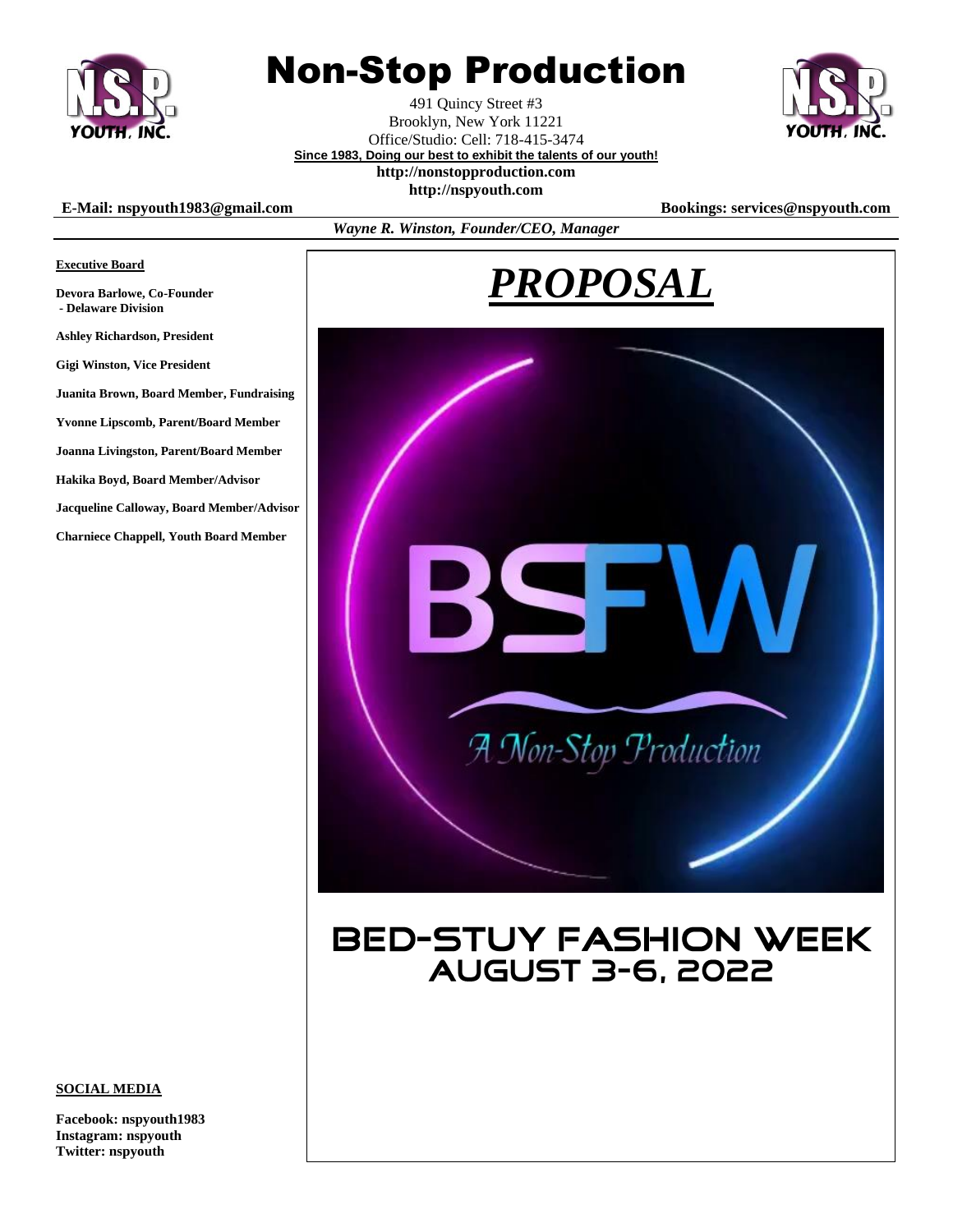# Non-Stop Production

491 Quincy Street #3
Brooklyn, New York 11221
Office/Studio: Cell: 718-415-3474
**Since 1983, Doing our best to exhibit the talents of our youth!**
**http://nonstopproduction.com**
**http://nspyouth.com**

**E-Mail: nspyouth1983@gmail.com** **Bookings: services@nspyouth.com**

***Wayne R. Winston, Founder/CEO, Manager***

**Executive Board**

**Devora Barlowe, Co-Founder - Delaware Division**

**Ashley Richardson, President**

**Gigi Winston, Vice President**

**Juanita Brown, Board Member, Fundraising**

**Yvonne Lipscomb, Parent/Board Member**

**Joanna Livingston, Parent/Board Member**

**Hakika Boyd, Board Member/Advisor**

**Jacqueline Calloway, Board Member/Advisor**

**Charniece Chappell, Youth Board Member**

**SOCIAL MEDIA**

**Facebook: nspyouth1983**
**Instagram: nspyouth**
**Twitter: nspyouth**

# *PROPOSAL*

BSFW

A Non-Stop Production

## BED-STUY FASHION WEEK
## AUGUST 3-6, 2022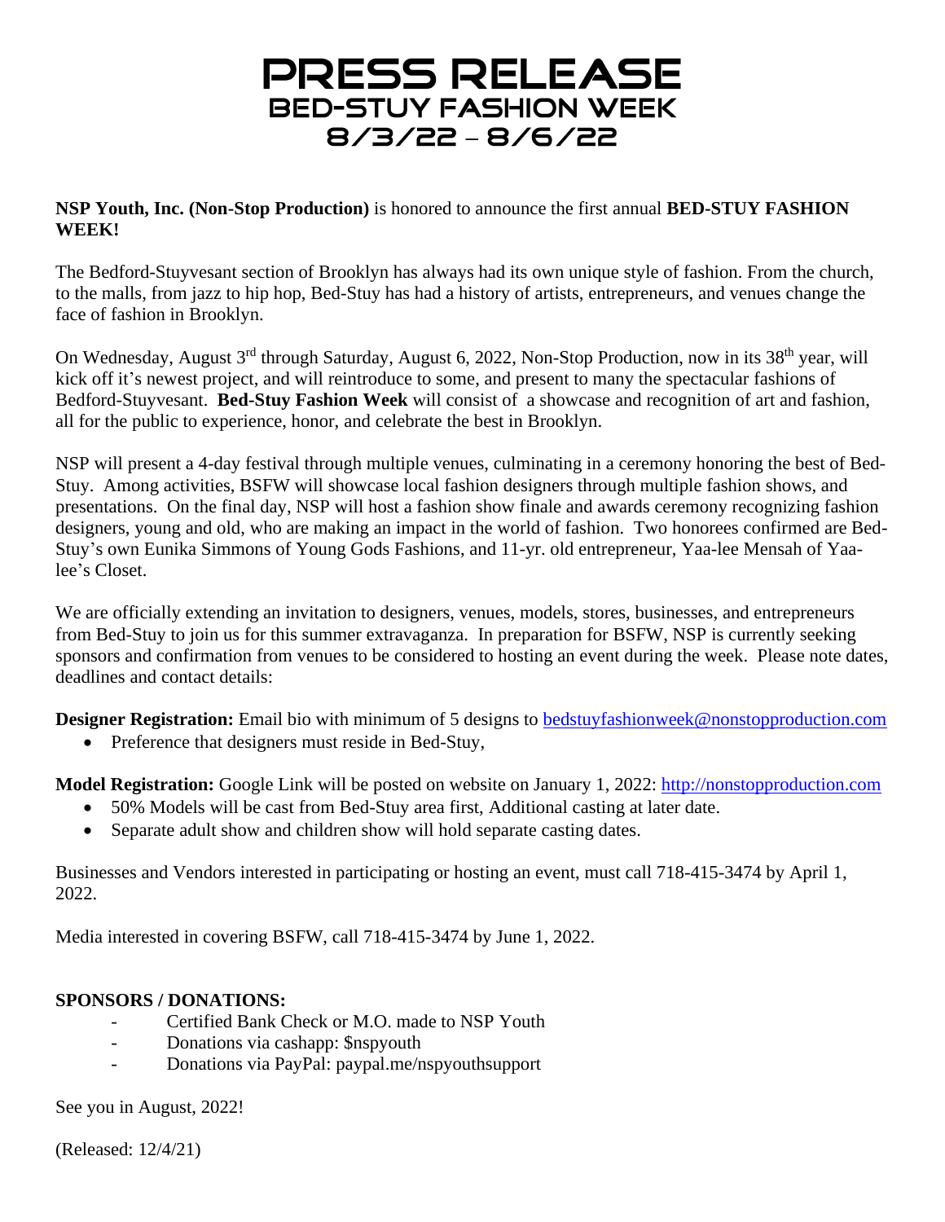# PRESS RELEASE
## BED-STUY FASHION WEEK
## 8/3/22 – 8/6/22

**NSP Youth, Inc. (Non-Stop Production)** is honored to announce the first annual **BED-STUY FASHION WEEK!**

The Bedford-Stuyvesant section of Brooklyn has always had its own unique style of fashion. From the church, to the malls, from jazz to hip hop, Bed-Stuy has had a history of artists, entrepreneurs, and venues change the face of fashion in Brooklyn.

On Wednesday, August 3rd through Saturday, August 6, 2022, Non-Stop Production, now in its 38th year, will kick off it's newest project, and will reintroduce to some, and present to many the spectacular fashions of Bedford-Stuyvesant. **Bed-Stuy Fashion Week** will consist of a showcase and recognition of art and fashion, all for the public to experience, honor, and celebrate the best in Brooklyn.

NSP will present a 4-day festival through multiple venues, culminating in a ceremony honoring the best of Bed-Stuy. Among activities, BSFW will showcase local fashion designers through multiple fashion shows, and presentations. On the final day, NSP will host a fashion show finale and awards ceremony recognizing fashion designers, young and old, who are making an impact in the world of fashion. Two honorees confirmed are Bed-Stuy's own Eunika Simmons of Young Gods Fashions, and 11-yr. old entrepreneur, Yaa-lee Mensah of Yaa-lee's Closet.

We are officially extending an invitation to designers, venues, models, stores, businesses, and entrepreneurs from Bed-Stuy to join us for this summer extravaganza. In preparation for BSFW, NSP is currently seeking sponsors and confirmation from venues to be considered to hosting an event during the week. Please note dates, deadlines and contact details:

**Designer Registration:** Email bio with minimum of 5 designs to bedstuyfashionweek@nonstopproduction.com

- Preference that designers must reside in Bed-Stuy,

**Model Registration:** Google Link will be posted on website on January 1, 2022: http://nonstopproduction.com

- 50% Models will be cast from Bed-Stuy area first, Additional casting at later date.
- Separate adult show and children show will hold separate casting dates.

Businesses and Vendors interested in participating or hosting an event, must call 718-415-3474 by April 1, 2022.

Media interested in covering BSFW, call 718-415-3474 by June 1, 2022.

**SPONSORS / DONATIONS:**

- Certified Bank Check or M.O. made to NSP Youth
- Donations via cashapp: $nspyouth
- Donations via PayPal: paypal.me/nspyouthsupport

See you in August, 2022!

(Released: 12/4/21)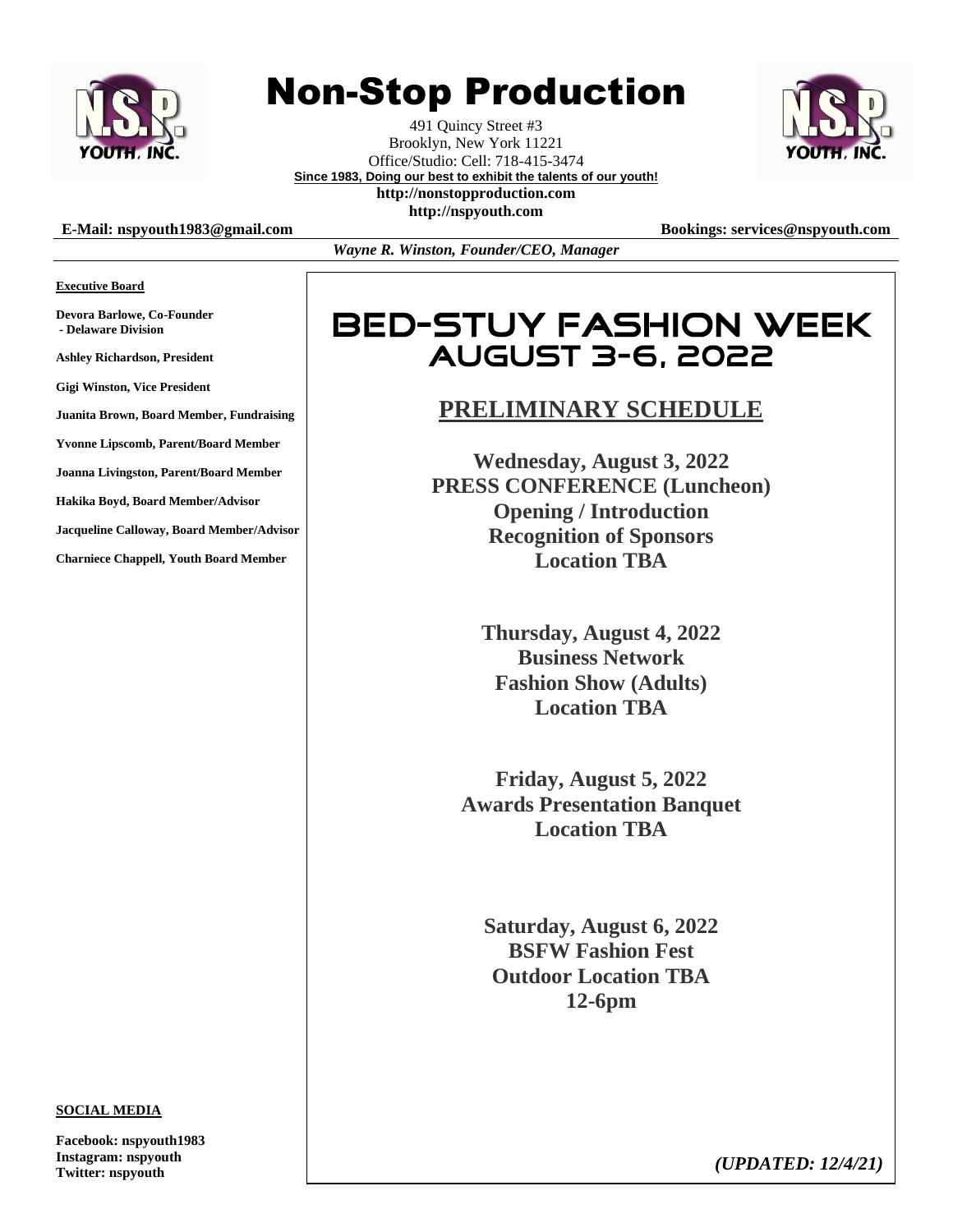# Non-Stop Production

491 Quincy Street #3
Brooklyn, New York 11221
Office/Studio: Cell: 718-415-3474
**Since 1983, Doing our best to exhibit the talents of our youth!**
**http://nonstopproduction.com**
**http://nspyouth.com**

**E-Mail: nspyouth1983@gmail.com** **Bookings: services@nspyouth.com**

***Wayne R. Winston, Founder/CEO, Manager***

**Executive Board**

**Devora Barlowe, Co-Founder - Delaware Division**

**Ashley Richardson, President**

**Gigi Winston, Vice President**

**Juanita Brown, Board Member, Fundraising**

**Yvonne Lipscomb, Parent/Board Member**

**Joanna Livingston, Parent/Board Member**

**Hakika Boyd, Board Member/Advisor**

**Jacqueline Calloway, Board Member/Advisor**

**Charniece Chappell, Youth Board Member**

# BED-STUY FASHION WEEK
## AUGUST 3-6, 2022

## PRELIMINARY SCHEDULE

**Wednesday, August 3, 2022**
**PRESS CONFERENCE (Luncheon)**
**Opening / Introduction**
**Recognition of Sponsors**
**Location TBA**

**Thursday, August 4, 2022**
**Business Network**
**Fashion Show (Adults)**
**Location TBA**

**Friday, August 5, 2022**
**Awards Presentation Banquet**
**Location TBA**

**Saturday, August 6, 2022**
**BSFW Fashion Fest**
**Outdoor Location TBA**
**12-6pm**

**SOCIAL MEDIA**

**Facebook: nspyouth1983**
**Instagram: nspyouth**
**Twitter: nspyouth**

***(UPDATED: 12/4/21)***